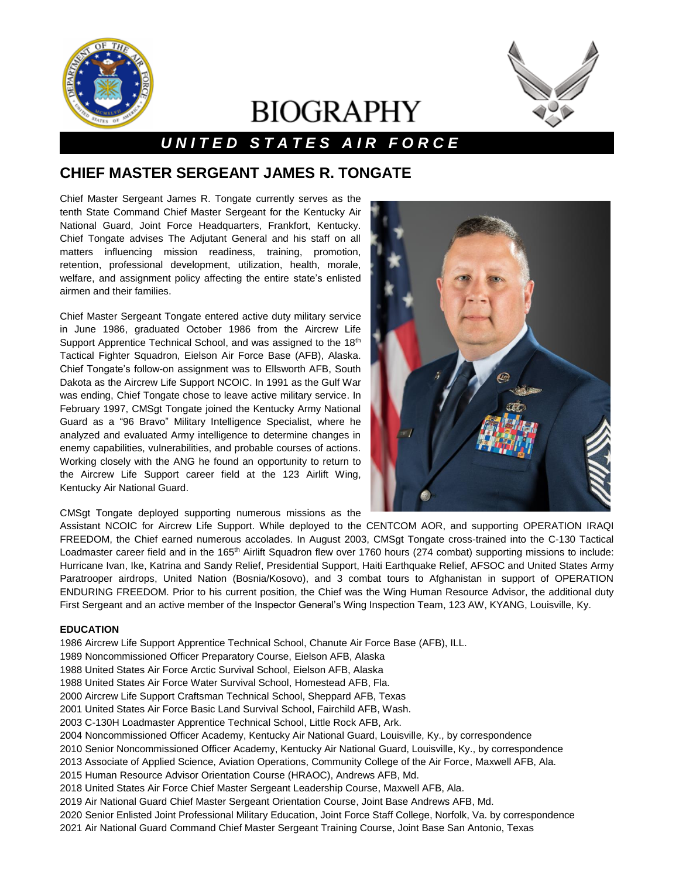# BIOGRAPHY

## UNITED STATES AIR FORCE

## CHIEF MASTER SERGEANT JAMES R. TONGATE

Chief Master Sergeant James R. Tongate currently serves as the tenth State Command Chief Master Sergeant for the Kentucky Air National Guard, Joint Force Headquarters, Frankfort, Kentucky. Chief Tongate advises The Adjutant General and his staff on all matters influencing mission readiness, training, promotion, retention, professional development, utilization, health, morale, welfare, and assignment policy affecting the entire state's enlisted airmen and their families.

Chief Master Sergeant Tongate entered active duty military service in June 1986, graduated October 1986 from the Aircrew Life Support Apprentice Technical School, and was assigned to the 18th Tactical Fighter Squadron, Eielson Air Force Base (AFB), Alaska. Chief Tongate's follow-on assignment was to Ellsworth AFB, South Dakota as the Aircrew Life Support NCOIC. In 1991 as the Gulf War was ending, Chief Tongate chose to leave active military service. In February 1997, CMSgt Tongate joined the Kentucky Army National Guard as a "96 Bravo" Military Intelligence Specialist, where he analyzed and evaluated Army intelligence to determine changes in enemy capabilities, vulnerabilities, and probable courses of actions. Working closely with the ANG he found an opportunity to return to the Aircrew Life Support career field at the 123 Airlift Wing, Kentucky Air National Guard.

CMSgt Tongate deployed supporting numerous missions as the Assistant NCOIC for Aircrew Life Support. While deployed to the CENTCOM AOR, and supporting OPERATION IRAQI FREEDOM, the Chief earned numerous accolades. In August 2003, CMSgt Tongate cross-trained into the C-130 Tactical Loadmaster career field and in the 165th Airlift Squadron flew over 1760 hours (274 combat) supporting missions to include: Hurricane Ivan, Ike, Katrina and Sandy Relief, Presidential Support, Haiti Earthquake Relief, AFSOC and United States Army Paratrooper airdrops, United Nation (Bosnia/Kosovo), and 3 combat tours to Afghanistan in support of OPERATION ENDURING FREEDOM. Prior to his current position, the Chief was the Wing Human Resource Advisor, the additional duty First Sergeant and an active member of the Inspector General's Wing Inspection Team, 123 AW, KYANG, Louisville, Ky.

**EDUCATION**

1986 Aircrew Life Support Apprentice Technical School, Chanute Air Force Base (AFB), ILL.
1989 Noncommissioned Officer Preparatory Course, Eielson AFB, Alaska
1988 United States Air Force Arctic Survival School, Eielson AFB, Alaska
1988 United States Air Force Water Survival School, Homestead AFB, Fla.
2000 Aircrew Life Support Craftsman Technical School, Sheppard AFB, Texas
2001 United States Air Force Basic Land Survival School, Fairchild AFB, Wash.
2003 C-130H Loadmaster Apprentice Technical School, Little Rock AFB, Ark.
2004 Noncommissioned Officer Academy, Kentucky Air National Guard, Louisville, Ky., by correspondence
2010 Senior Noncommissioned Officer Academy, Kentucky Air National Guard, Louisville, Ky., by correspondence
2013 Associate of Applied Science, Aviation Operations, Community College of the Air Force, Maxwell AFB, Ala.
2015 Human Resource Advisor Orientation Course (HRAOC), Andrews AFB, Md.
2018 United States Air Force Chief Master Sergeant Leadership Course, Maxwell AFB, Ala.
2019 Air National Guard Chief Master Sergeant Orientation Course, Joint Base Andrews AFB, Md.
2020 Senior Enlisted Joint Professional Military Education, Joint Force Staff College, Norfolk, Va. by correspondence
2021 Air National Guard Command Chief Master Sergeant Training Course, Joint Base San Antonio, Texas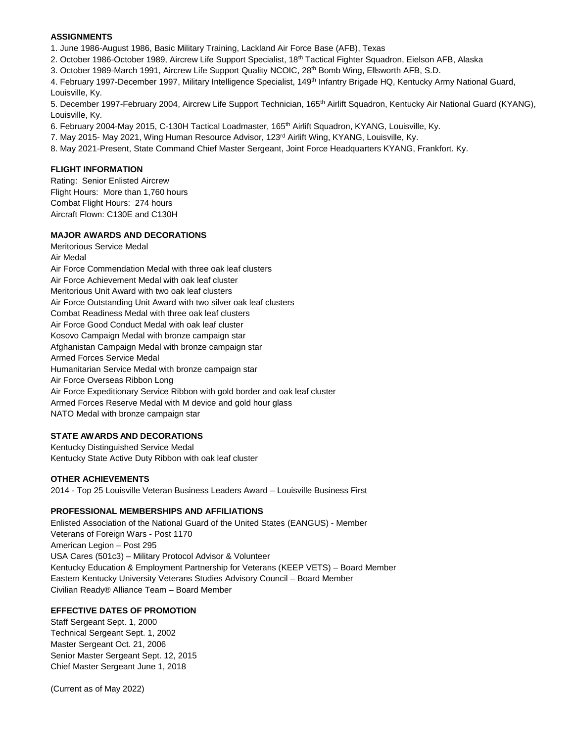**ASSIGNMENTS**

1. June 1986-August 1986, Basic Military Training, Lackland Air Force Base (AFB), Texas
2. October 1986-October 1989, Aircrew Life Support Specialist, 18th Tactical Fighter Squadron, Eielson AFB, Alaska
3. October 1989-March 1991, Aircrew Life Support Quality NCOIC, 28th Bomb Wing, Ellsworth AFB, S.D.
4. February 1997-December 1997, Military Intelligence Specialist, 149th Infantry Brigade HQ, Kentucky Army National Guard, Louisville, Ky.
5. December 1997-February 2004, Aircrew Life Support Technician, 165th Airlift Squadron, Kentucky Air National Guard (KYANG), Louisville, Ky.
6. February 2004-May 2015, C-130H Tactical Loadmaster, 165th Airlift Squadron, KYANG, Louisville, Ky.
7. May 2015- May 2021, Wing Human Resource Advisor, 123rd Airlift Wing, KYANG, Louisville, Ky.
8. May 2021-Present, State Command Chief Master Sergeant, Joint Force Headquarters KYANG, Frankfort. Ky.

**FLIGHT INFORMATION**

Rating: Senior Enlisted Aircrew
Flight Hours: More than 1,760 hours
Combat Flight Hours: 274 hours
Aircraft Flown: C130E and C130H

**MAJOR AWARDS AND DECORATIONS**

Meritorious Service Medal
Air Medal
Air Force Commendation Medal with three oak leaf clusters
Air Force Achievement Medal with oak leaf cluster
Meritorious Unit Award with two oak leaf clusters
Air Force Outstanding Unit Award with two silver oak leaf clusters
Combat Readiness Medal with three oak leaf clusters
Air Force Good Conduct Medal with oak leaf cluster
Kosovo Campaign Medal with bronze campaign star
Afghanistan Campaign Medal with bronze campaign star
Armed Forces Service Medal
Humanitarian Service Medal with bronze campaign star
Air Force Overseas Ribbon Long
Air Force Expeditionary Service Ribbon with gold border and oak leaf cluster
Armed Forces Reserve Medal with M device and gold hour glass
NATO Medal with bronze campaign star

**STATE AWARDS AND DECORATIONS**

Kentucky Distinguished Service Medal
Kentucky State Active Duty Ribbon with oak leaf cluster

**OTHER ACHIEVEMENTS**

2014 - Top 25 Louisville Veteran Business Leaders Award – Louisville Business First

**PROFESSIONAL MEMBERSHIPS AND AFFILIATIONS**

Enlisted Association of the National Guard of the United States (EANGUS) - Member
Veterans of Foreign Wars - Post 1170
American Legion – Post 295
USA Cares (501c3) – Military Protocol Advisor & Volunteer
Kentucky Education & Employment Partnership for Veterans (KEEP VETS) – Board Member
Eastern Kentucky University Veterans Studies Advisory Council – Board Member
Civilian Ready® Alliance Team – Board Member

**EFFECTIVE DATES OF PROMOTION**

Staff Sergeant Sept. 1, 2000
Technical Sergeant Sept. 1, 2002
Master Sergeant Oct. 21, 2006
Senior Master Sergeant Sept. 12, 2015
Chief Master Sergeant June 1, 2018

(Current as of May 2022)